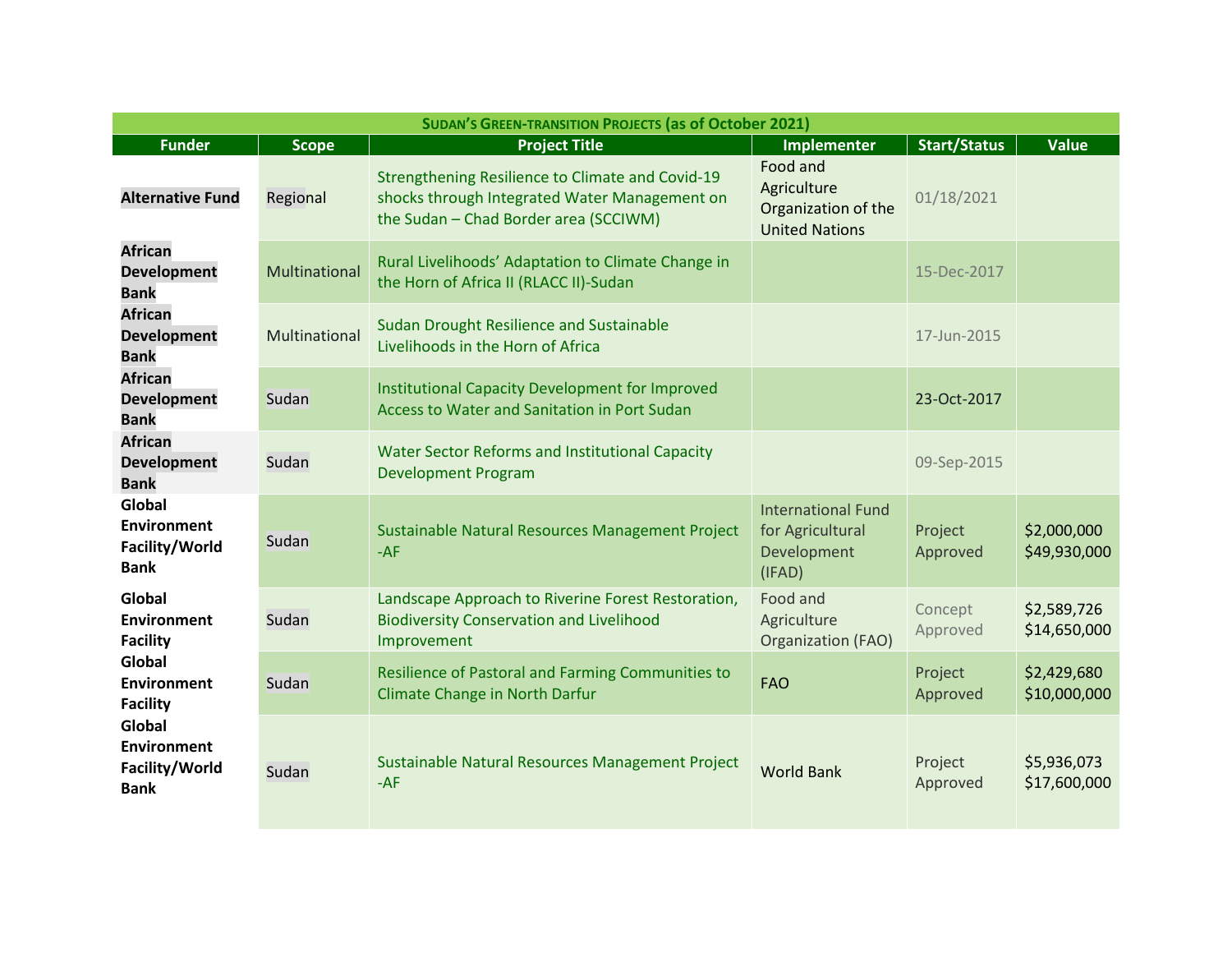| Sudan's Green-transition Projects (as of October 2021) | | | | | |
|---|---|---|---|---|---|
| **Funder** | **Scope** | **Project Title** | **Implementer** | **Start/Status** | **Value** |
| **Alternative Fund** | Regional | Strengthening Resilience to Climate and Covid-19 shocks through Integrated Water Management on the Sudan – Chad Border area (SCCIWM) | Food and Agriculture Organization of the United Nations | 01/18/2021 | |
| **African Development Bank** | Multinational | Rural Livelihoods' Adaptation to Climate Change in the Horn of Africa II (RLACC II)-Sudan | | 15-Dec-2017 | |
| **African Development Bank** | Multinational | Sudan Drought Resilience and Sustainable Livelihoods in the Horn of Africa | | 17-Jun-2015 | |
| **African Development Bank** | Sudan | Institutional Capacity Development for Improved Access to Water and Sanitation in Port Sudan | | 23-Oct-2017 | |
| **African Development Bank** | Sudan | Water Sector Reforms and Institutional Capacity Development Program | | 09-Sep-2015 | |
| **Global Environment Facility/World Bank** | Sudan | Sustainable Natural Resources Management Project -AF | International Fund for Agricultural Development (IFAD) | Project Approved | $2,000,000 $49,930,000 |
| **Global Environment Facility** | Sudan | Landscape Approach to Riverine Forest Restoration, Biodiversity Conservation and Livelihood Improvement | Food and Agriculture Organization (FAO) | Concept Approved | $2,589,726 $14,650,000 |
| **Global Environment Facility** | Sudan | Resilience of Pastoral and Farming Communities to Climate Change in North Darfur | FAO | Project Approved | $2,429,680 $10,000,000 |
| **Global Environment Facility/World Bank** | Sudan | Sustainable Natural Resources Management Project -AF | World Bank | Project Approved | $5,936,073 $17,600,000 |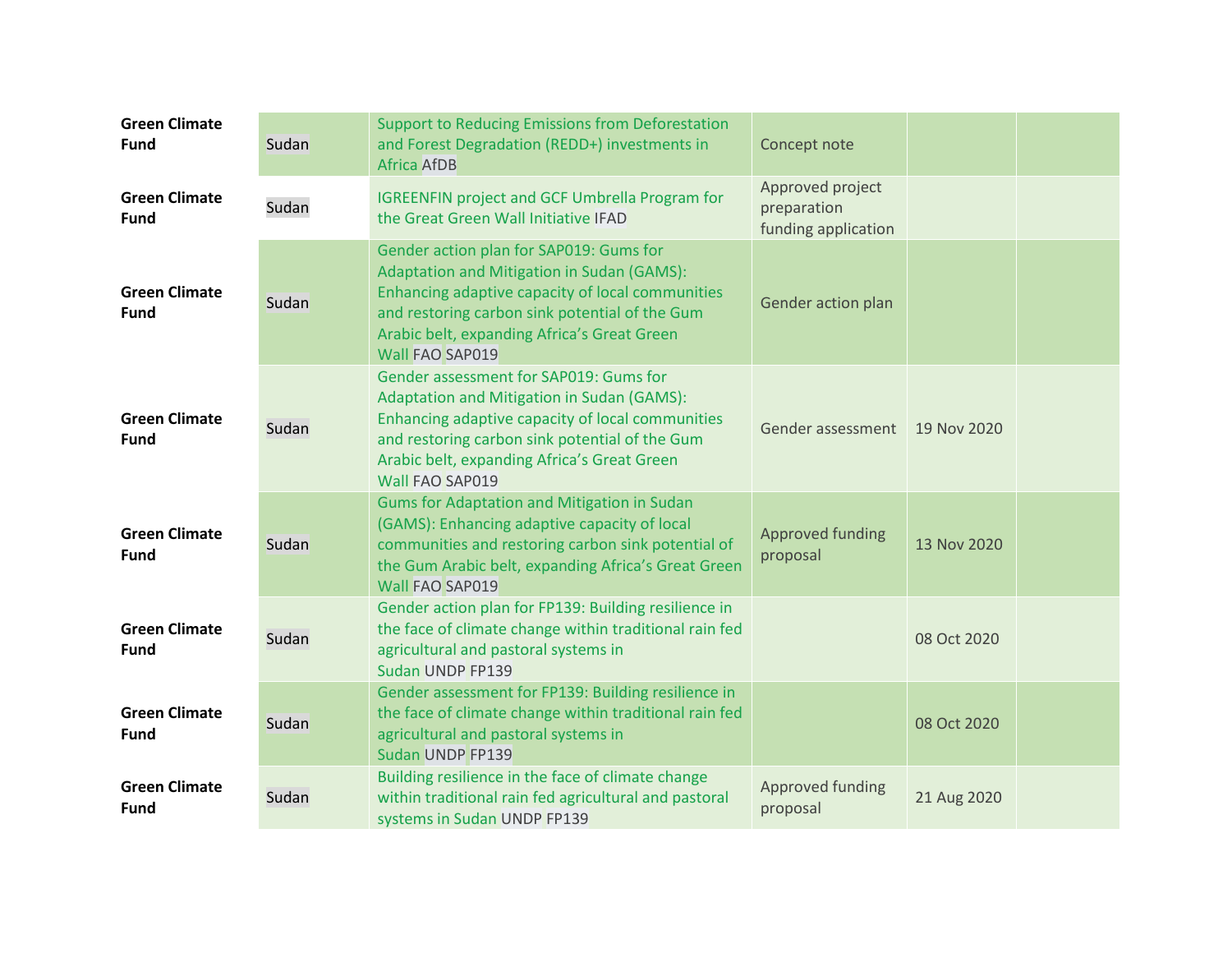| | | | | | |
|---|---|---|---|---|---|
| **Green Climate Fund** | Sudan | Support to Reducing Emissions from Deforestation and Forest Degradation (REDD+) investments in Africa AfDB | Concept note | | |
| **Green Climate Fund** | Sudan | IGREENFIN project and GCF Umbrella Program for the Great Green Wall Initiative IFAD | Approved project preparation funding application | | |
| **Green Climate Fund** | Sudan | Gender action plan for SAP019: Gums for Adaptation and Mitigation in Sudan (GAMS): Enhancing adaptive capacity of local communities and restoring carbon sink potential of the Gum Arabic belt, expanding Africa's Great Green Wall FAO SAP019 | Gender action plan | | |
| **Green Climate Fund** | Sudan | Gender assessment for SAP019: Gums for Adaptation and Mitigation in Sudan (GAMS): Enhancing adaptive capacity of local communities and restoring carbon sink potential of the Gum Arabic belt, expanding Africa's Great Green Wall FAO SAP019 | Gender assessment | 19 Nov 2020 | |
| **Green Climate Fund** | Sudan | Gums for Adaptation and Mitigation in Sudan (GAMS): Enhancing adaptive capacity of local communities and restoring carbon sink potential of the Gum Arabic belt, expanding Africa's Great Green Wall FAO SAP019 | Approved funding proposal | 13 Nov 2020 | |
| **Green Climate Fund** | Sudan | Gender action plan for FP139: Building resilience in the face of climate change within traditional rain fed agricultural and pastoral systems in Sudan UNDP FP139 | | 08 Oct 2020 | |
| **Green Climate Fund** | Sudan | Gender assessment for FP139: Building resilience in the face of climate change within traditional rain fed agricultural and pastoral systems in Sudan UNDP FP139 | | 08 Oct 2020 | |
| **Green Climate Fund** | Sudan | Building resilience in the face of climate change within traditional rain fed agricultural and pastoral systems in Sudan UNDP FP139 | Approved funding proposal | 21 Aug 2020 | |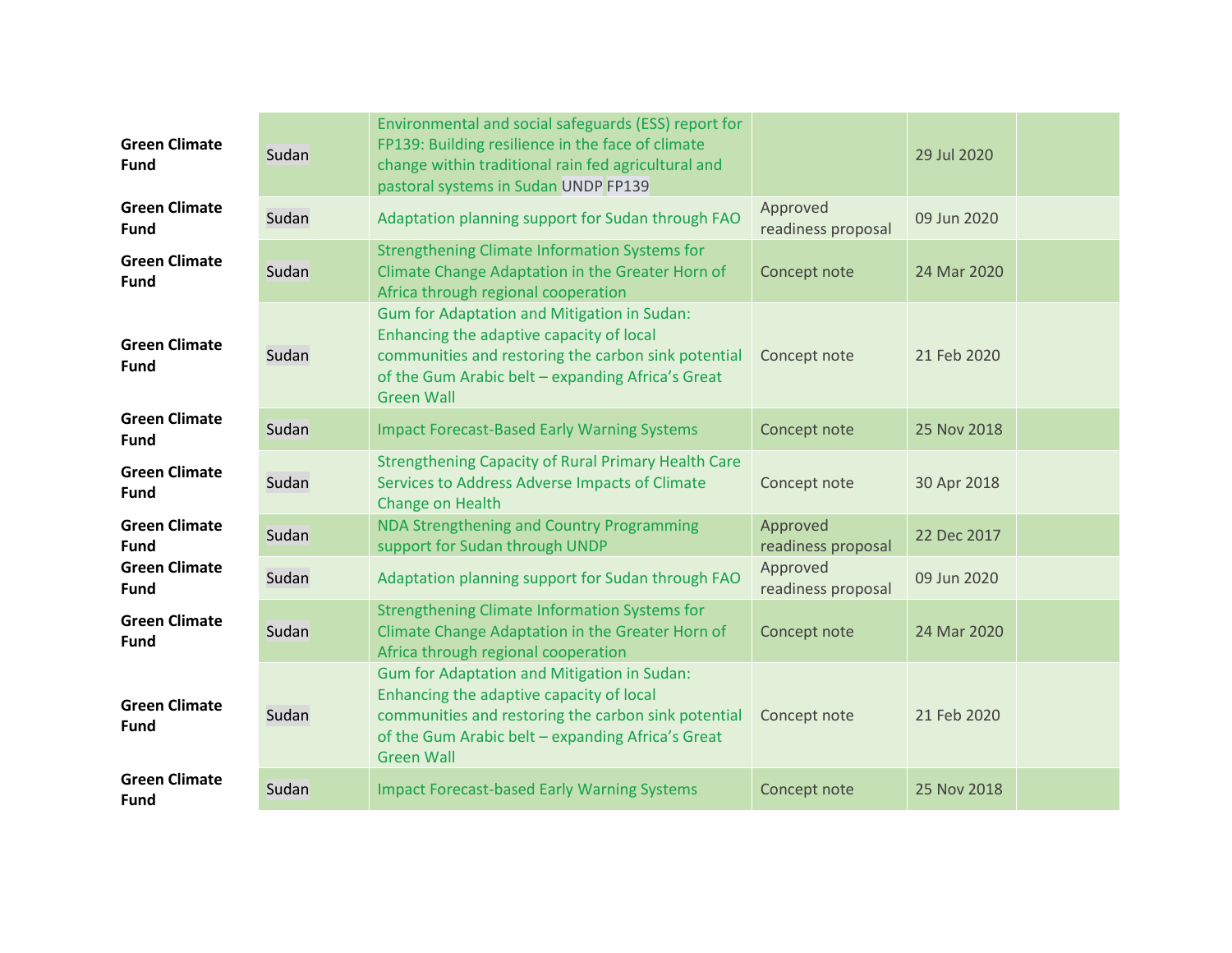| | | | | | |
|---|---|---|---|---|---|
| **Green Climate Fund** | Sudan | Environmental and social safeguards (ESS) report for FP139: Building resilience in the face of climate change within traditional rain fed agricultural and pastoral systems in Sudan UNDP FP139 | | 29 Jul 2020 | |
| **Green Climate Fund** | Sudan | Adaptation planning support for Sudan through FAO | Approved readiness proposal | 09 Jun 2020 | |
| **Green Climate Fund** | Sudan | Strengthening Climate Information Systems for Climate Change Adaptation in the Greater Horn of Africa through regional cooperation | Concept note | 24 Mar 2020 | |
| **Green Climate Fund** | Sudan | Gum for Adaptation and Mitigation in Sudan: Enhancing the adaptive capacity of local communities and restoring the carbon sink potential of the Gum Arabic belt – expanding Africa's Great Green Wall | Concept note | 21 Feb 2020 | |
| **Green Climate Fund** | Sudan | Impact Forecast-Based Early Warning Systems | Concept note | 25 Nov 2018 | |
| **Green Climate Fund** | Sudan | Strengthening Capacity of Rural Primary Health Care Services to Address Adverse Impacts of Climate Change on Health | Concept note | 30 Apr 2018 | |
| **Green Climate Fund** | Sudan | NDA Strengthening and Country Programming support for Sudan through UNDP | Approved readiness proposal | 22 Dec 2017 | |
| **Green Climate Fund** | Sudan | Adaptation planning support for Sudan through FAO | Approved readiness proposal | 09 Jun 2020 | |
| **Green Climate Fund** | Sudan | Strengthening Climate Information Systems for Climate Change Adaptation in the Greater Horn of Africa through regional cooperation | Concept note | 24 Mar 2020 | |
| **Green Climate Fund** | Sudan | Gum for Adaptation and Mitigation in Sudan: Enhancing the adaptive capacity of local communities and restoring the carbon sink potential of the Gum Arabic belt – expanding Africa's Great Green Wall | Concept note | 21 Feb 2020 | |
| **Green Climate Fund** | Sudan | Impact Forecast-based Early Warning Systems | Concept note | 25 Nov 2018 | |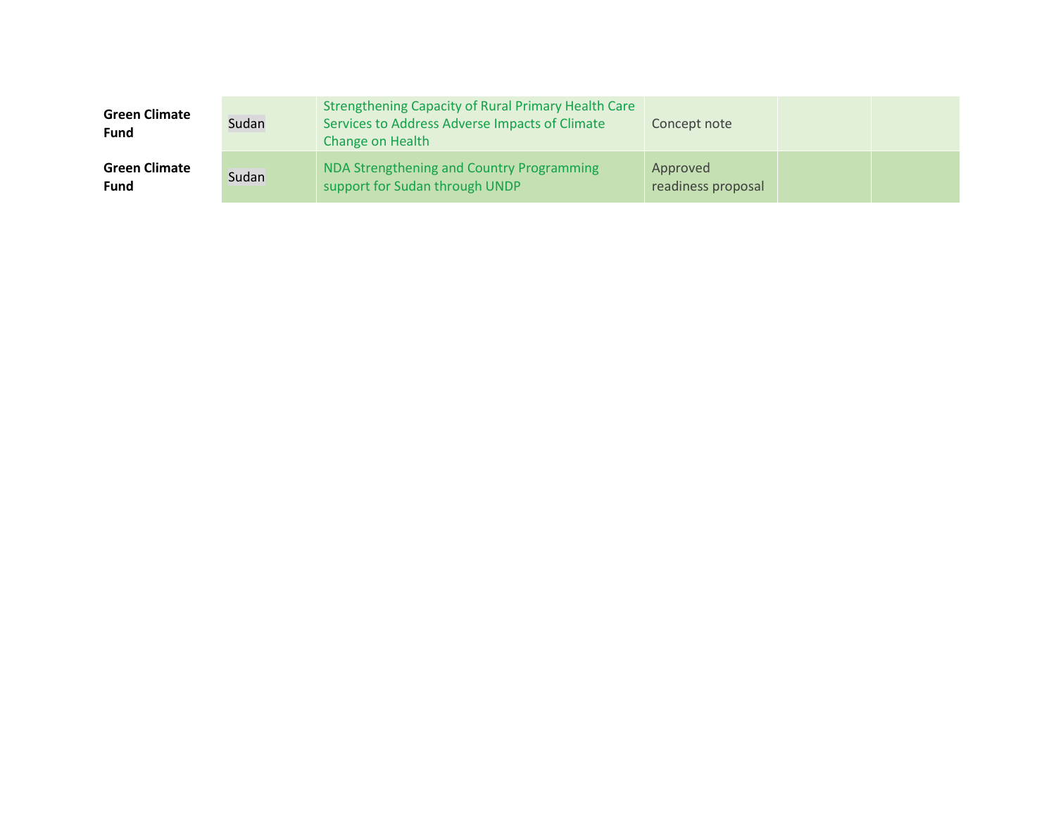| | | | | | |
|---|---|---|---|---|---|
| **Green Climate Fund** | Sudan | Strengthening Capacity of Rural Primary Health Care Services to Address Adverse Impacts of Climate Change on Health | Concept note | | |
| **Green Climate Fund** | Sudan | NDA Strengthening and Country Programming support for Sudan through UNDP | Approved readiness proposal | | |